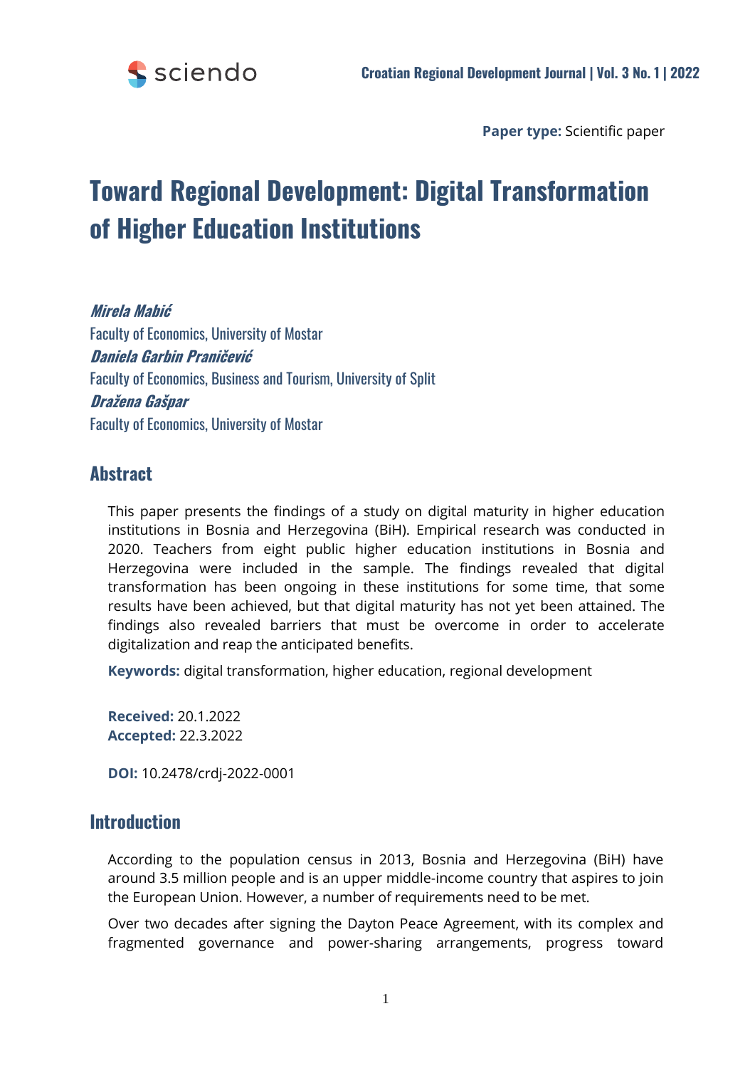**Paper type:** Scientific paper

# Toward Regional Development: Digital Transformation of Higher Education Institutions

***Mirela Mabić***
Faculty of Economics, University of Mostar
***Daniela Garbin Praničević***
Faculty of Economics, Business and Tourism, University of Split
***Dražena Gašpar***
Faculty of Economics, University of Mostar

## Abstract

This paper presents the findings of a study on digital maturity in higher education institutions in Bosnia and Herzegovina (BiH). Empirical research was conducted in 2020. Teachers from eight public higher education institutions in Bosnia and Herzegovina were included in the sample. The findings revealed that digital transformation has been ongoing in these institutions for some time, that some results have been achieved, but that digital maturity has not yet been attained. The findings also revealed barriers that must be overcome in order to accelerate digitalization and reap the anticipated benefits.

**Keywords:** digital transformation, higher education, regional development

**Received:** 20.1.2022
**Accepted:** 22.3.2022

**DOI:** 10.2478/crdj-2022-0001

## Introduction

According to the population census in 2013, Bosnia and Herzegovina (BiH) have around 3.5 million people and is an upper middle-income country that aspires to join the European Union. However, a number of requirements need to be met.

Over two decades after signing the Dayton Peace Agreement, with its complex and fragmented governance and power-sharing arrangements, progress toward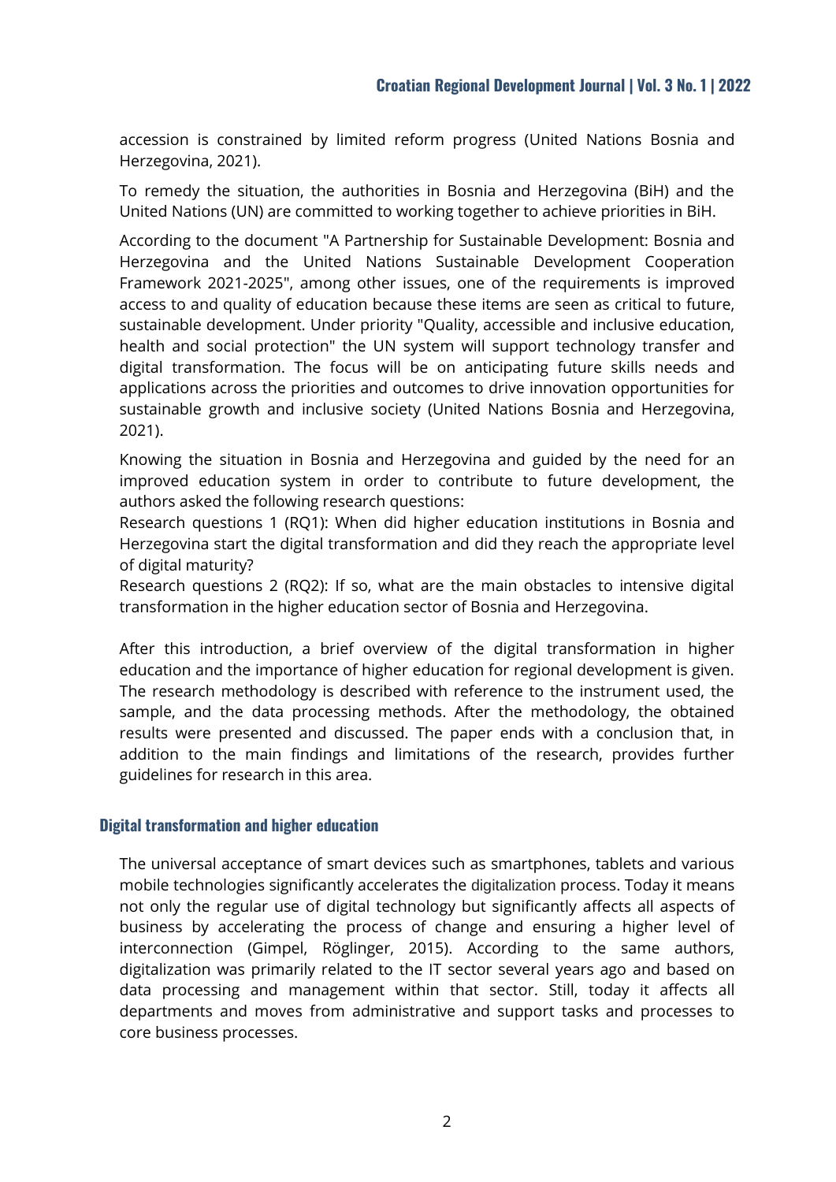accession is constrained by limited reform progress (United Nations Bosnia and Herzegovina, 2021).

To remedy the situation, the authorities in Bosnia and Herzegovina (BiH) and the United Nations (UN) are committed to working together to achieve priorities in BiH.

According to the document "A Partnership for Sustainable Development: Bosnia and Herzegovina and the United Nations Sustainable Development Cooperation Framework 2021-2025", among other issues, one of the requirements is improved access to and quality of education because these items are seen as critical to future, sustainable development. Under priority "Quality, accessible and inclusive education, health and social protection" the UN system will support technology transfer and digital transformation. The focus will be on anticipating future skills needs and applications across the priorities and outcomes to drive innovation opportunities for sustainable growth and inclusive society (United Nations Bosnia and Herzegovina, 2021).

Knowing the situation in Bosnia and Herzegovina and guided by the need for an improved education system in order to contribute to future development, the authors asked the following research questions:

Research questions 1 (RQ1): When did higher education institutions in Bosnia and Herzegovina start the digital transformation and did they reach the appropriate level of digital maturity?

Research questions 2 (RQ2): If so, what are the main obstacles to intensive digital transformation in the higher education sector of Bosnia and Herzegovina.

After this introduction, a brief overview of the digital transformation in higher education and the importance of higher education for regional development is given. The research methodology is described with reference to the instrument used, the sample, and the data processing methods. After the methodology, the obtained results were presented and discussed. The paper ends with a conclusion that, in addition to the main findings and limitations of the research, provides further guidelines for research in this area.

## Digital transformation and higher education

The universal acceptance of smart devices such as smartphones, tablets and various mobile technologies significantly accelerates the digitalization process. Today it means not only the regular use of digital technology but significantly affects all aspects of business by accelerating the process of change and ensuring a higher level of interconnection (Gimpel, Röglinger, 2015). According to the same authors, digitalization was primarily related to the IT sector several years ago and based on data processing and management within that sector. Still, today it affects all departments and moves from administrative and support tasks and processes to core business processes.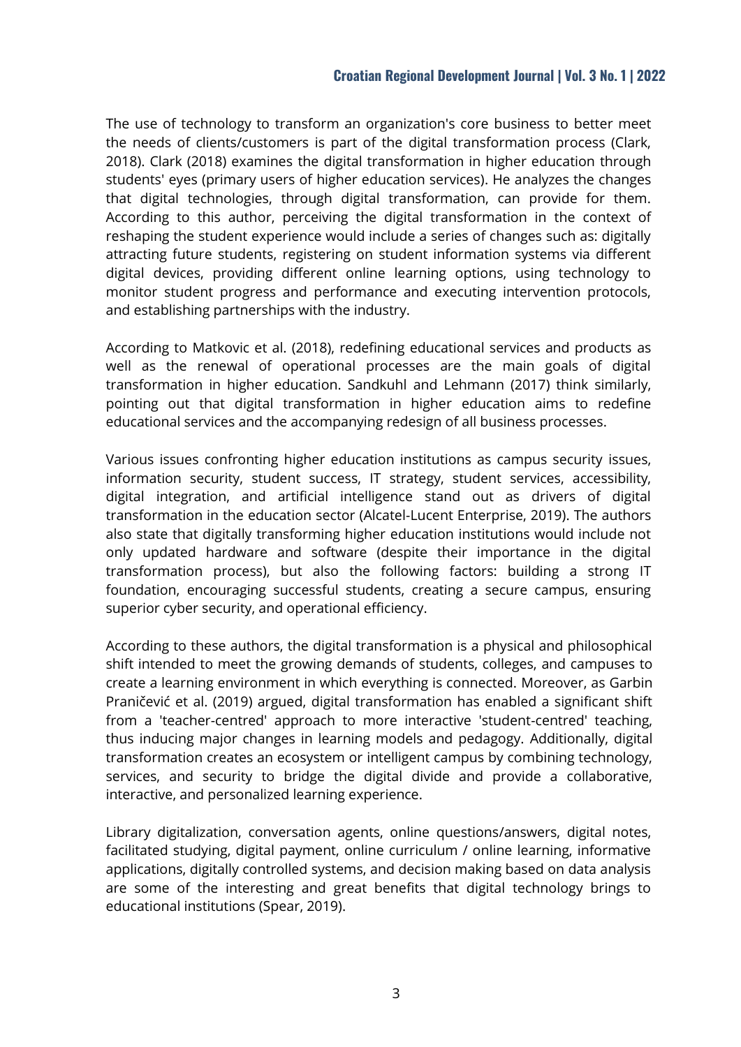The use of technology to transform an organization's core business to better meet the needs of clients/customers is part of the digital transformation process (Clark, 2018). Clark (2018) examines the digital transformation in higher education through students' eyes (primary users of higher education services). He analyzes the changes that digital technologies, through digital transformation, can provide for them. According to this author, perceiving the digital transformation in the context of reshaping the student experience would include a series of changes such as: digitally attracting future students, registering on student information systems via different digital devices, providing different online learning options, using technology to monitor student progress and performance and executing intervention protocols, and establishing partnerships with the industry.

According to Matkovic et al. (2018), redefining educational services and products as well as the renewal of operational processes are the main goals of digital transformation in higher education. Sandkuhl and Lehmann (2017) think similarly, pointing out that digital transformation in higher education aims to redefine educational services and the accompanying redesign of all business processes.

Various issues confronting higher education institutions as campus security issues, information security, student success, IT strategy, student services, accessibility, digital integration, and artificial intelligence stand out as drivers of digital transformation in the education sector (Alcatel-Lucent Enterprise, 2019). The authors also state that digitally transforming higher education institutions would include not only updated hardware and software (despite their importance in the digital transformation process), but also the following factors: building a strong IT foundation, encouraging successful students, creating a secure campus, ensuring superior cyber security, and operational efficiency.

According to these authors, the digital transformation is a physical and philosophical shift intended to meet the growing demands of students, colleges, and campuses to create a learning environment in which everything is connected. Moreover, as Garbin Praničević et al. (2019) argued, digital transformation has enabled a significant shift from a 'teacher-centred' approach to more interactive 'student-centred' teaching, thus inducing major changes in learning models and pedagogy. Additionally, digital transformation creates an ecosystem or intelligent campus by combining technology, services, and security to bridge the digital divide and provide a collaborative, interactive, and personalized learning experience.

Library digitalization, conversation agents, online questions/answers, digital notes, facilitated studying, digital payment, online curriculum / online learning, informative applications, digitally controlled systems, and decision making based on data analysis are some of the interesting and great benefits that digital technology brings to educational institutions (Spear, 2019).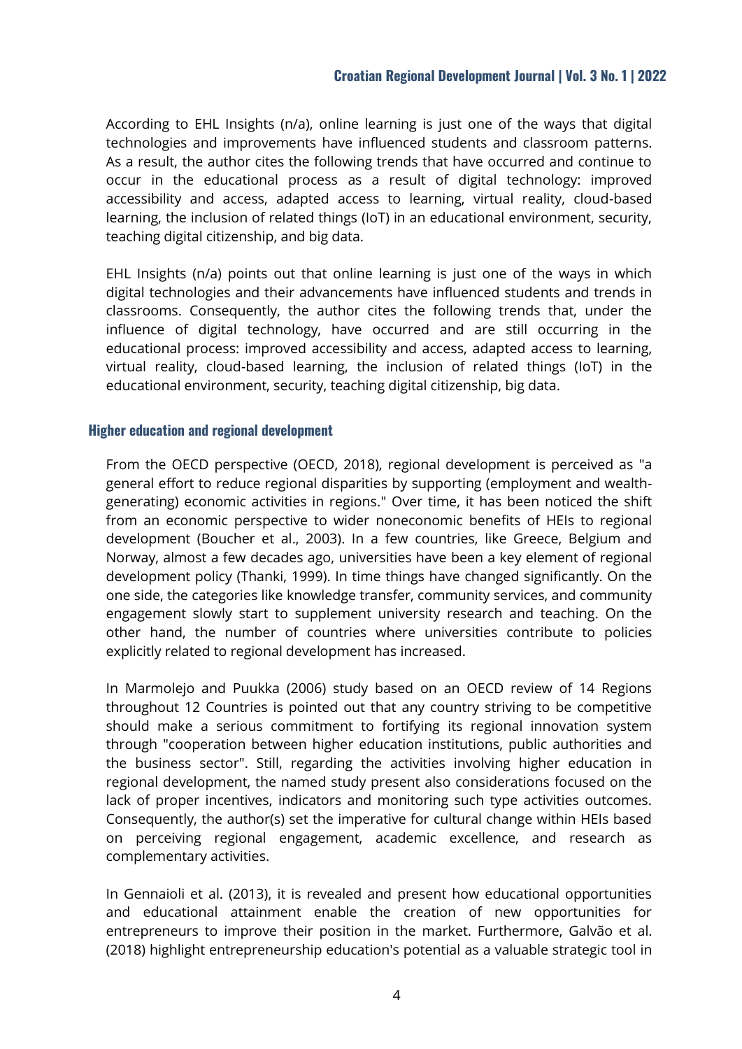According to EHL Insights (n/a), online learning is just one of the ways that digital technologies and improvements have influenced students and classroom patterns. As a result, the author cites the following trends that have occurred and continue to occur in the educational process as a result of digital technology: improved accessibility and access, adapted access to learning, virtual reality, cloud-based learning, the inclusion of related things (IoT) in an educational environment, security, teaching digital citizenship, and big data.

EHL Insights (n/a) points out that online learning is just one of the ways in which digital technologies and their advancements have influenced students and trends in classrooms. Consequently, the author cites the following trends that, under the influence of digital technology, have occurred and are still occurring in the educational process: improved accessibility and access, adapted access to learning, virtual reality, cloud-based learning, the inclusion of related things (IoT) in the educational environment, security, teaching digital citizenship, big data.

## Higher education and regional development

From the OECD perspective (OECD, 2018), regional development is perceived as "a general effort to reduce regional disparities by supporting (employment and wealth-generating) economic activities in regions." Over time, it has been noticed the shift from an economic perspective to wider noneconomic benefits of HEIs to regional development (Boucher et al., 2003). In a few countries, like Greece, Belgium and Norway, almost a few decades ago, universities have been a key element of regional development policy (Thanki, 1999). In time things have changed significantly. On the one side, the categories like knowledge transfer, community services, and community engagement slowly start to supplement university research and teaching. On the other hand, the number of countries where universities contribute to policies explicitly related to regional development has increased.

In Marmolejo and Puukka (2006) study based on an OECD review of 14 Regions throughout 12 Countries is pointed out that any country striving to be competitive should make a serious commitment to fortifying its regional innovation system through "cooperation between higher education institutions, public authorities and the business sector". Still, regarding the activities involving higher education in regional development, the named study present also considerations focused on the lack of proper incentives, indicators and monitoring such type activities outcomes. Consequently, the author(s) set the imperative for cultural change within HEIs based on perceiving regional engagement, academic excellence, and research as complementary activities.

In Gennaioli et al. (2013), it is revealed and present how educational opportunities and educational attainment enable the creation of new opportunities for entrepreneurs to improve their position in the market. Furthermore, Galvão et al. (2018) highlight entrepreneurship education's potential as a valuable strategic tool in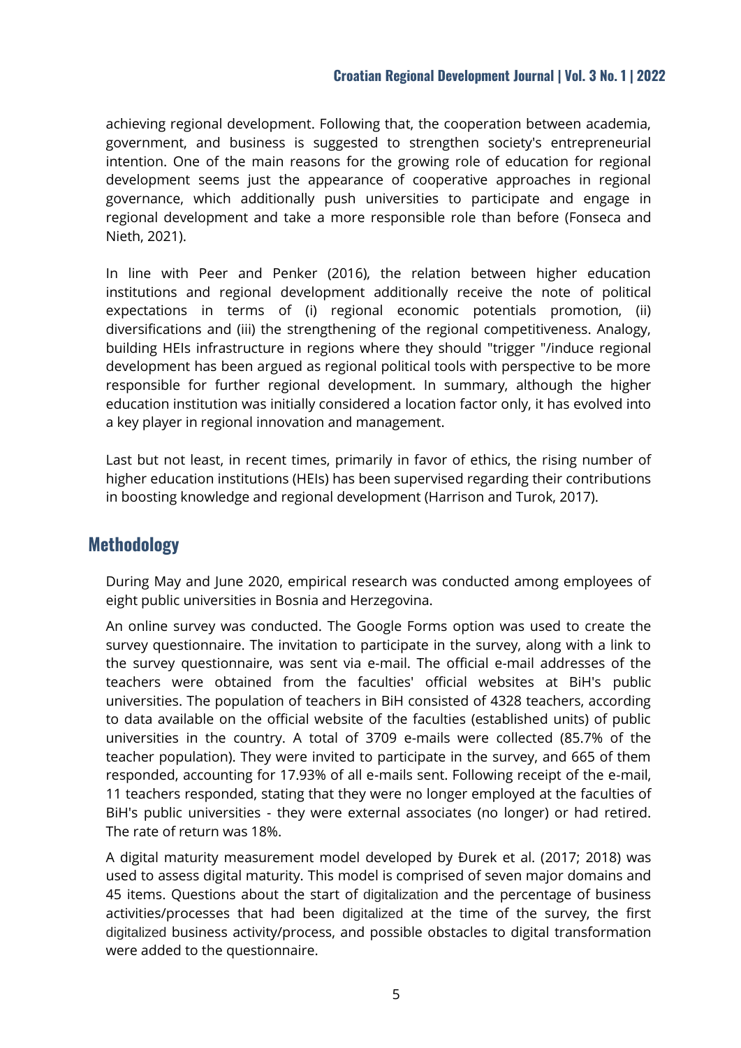achieving regional development. Following that, the cooperation between academia, government, and business is suggested to strengthen society's entrepreneurial intention. One of the main reasons for the growing role of education for regional development seems just the appearance of cooperative approaches in regional governance, which additionally push universities to participate and engage in regional development and take a more responsible role than before (Fonseca and Nieth, 2021).

In line with Peer and Penker (2016), the relation between higher education institutions and regional development additionally receive the note of political expectations in terms of (i) regional economic potentials promotion, (ii) diversifications and (iii) the strengthening of the regional competitiveness. Analogy, building HEIs infrastructure in regions where they should "trigger "/induce regional development has been argued as regional political tools with perspective to be more responsible for further regional development. In summary, although the higher education institution was initially considered a location factor only, it has evolved into a key player in regional innovation and management.

Last but not least, in recent times, primarily in favor of ethics, the rising number of higher education institutions (HEIs) has been supervised regarding their contributions in boosting knowledge and regional development (Harrison and Turok, 2017).

## Methodology

During May and June 2020, empirical research was conducted among employees of eight public universities in Bosnia and Herzegovina.

An online survey was conducted. The Google Forms option was used to create the survey questionnaire. The invitation to participate in the survey, along with a link to the survey questionnaire, was sent via e-mail. The official e-mail addresses of the teachers were obtained from the faculties' official websites at BiH's public universities. The population of teachers in BiH consisted of 4328 teachers, according to data available on the official website of the faculties (established units) of public universities in the country. A total of 3709 e-mails were collected (85.7% of the teacher population). They were invited to participate in the survey, and 665 of them responded, accounting for 17.93% of all e-mails sent. Following receipt of the e-mail, 11 teachers responded, stating that they were no longer employed at the faculties of BiH's public universities - they were external associates (no longer) or had retired. The rate of return was 18%.

A digital maturity measurement model developed by Đurek et al. (2017; 2018) was used to assess digital maturity. This model is comprised of seven major domains and 45 items. Questions about the start of digitalization and the percentage of business activities/processes that had been digitalized at the time of the survey, the first digitalized business activity/process, and possible obstacles to digital transformation were added to the questionnaire.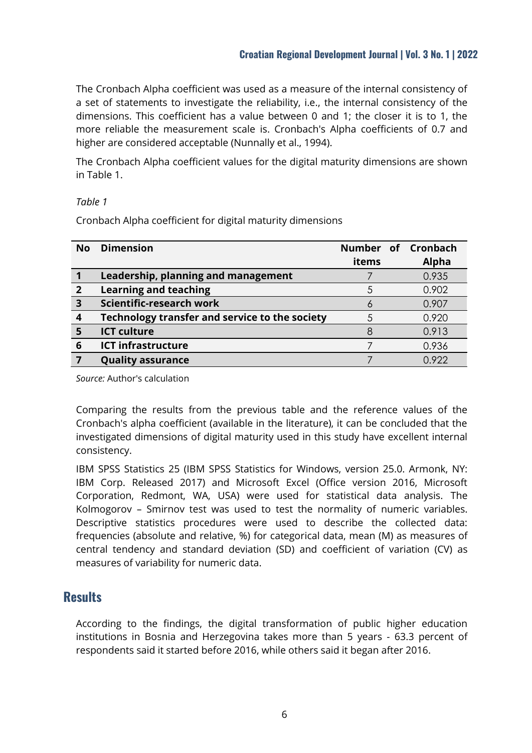The Cronbach Alpha coefficient was used as a measure of the internal consistency of a set of statements to investigate the reliability, i.e., the internal consistency of the dimensions. This coefficient has a value between 0 and 1; the closer it is to 1, the more reliable the measurement scale is. Cronbach's Alpha coefficients of 0.7 and higher are considered acceptable (Nunnally et al., 1994).

The Cronbach Alpha coefficient values for the digital maturity dimensions are shown in Table 1.

*Table 1*

Cronbach Alpha coefficient for digital maturity dimensions

| No | Dimension | Number of items | Cronbach Alpha |
|---|---|---|---|
| **1** | **Leadership, planning and management** | 7 | 0.935 |
| **2** | **Learning and teaching** | 5 | 0.902 |
| **3** | **Scientific-research work** | 6 | 0.907 |
| **4** | **Technology transfer and service to the society** | 5 | 0.920 |
| **5** | **ICT culture** | 8 | 0.913 |
| **6** | **ICT infrastructure** | 7 | 0.936 |
| **7** | **Quality assurance** | 7 | 0.922 |

*Source:* Author's calculation

Comparing the results from the previous table and the reference values of the Cronbach's alpha coefficient (available in the literature), it can be concluded that the investigated dimensions of digital maturity used in this study have excellent internal consistency.

IBM SPSS Statistics 25 (IBM SPSS Statistics for Windows, version 25.0. Armonk, NY: IBM Corp. Released 2017) and Microsoft Excel (Office version 2016, Microsoft Corporation, Redmont, WA, USA) were used for statistical data analysis. The Kolmogorov – Smirnov test was used to test the normality of numeric variables. Descriptive statistics procedures were used to describe the collected data: frequencies (absolute and relative, %) for categorical data, mean (M) as measures of central tendency and standard deviation (SD) and coefficient of variation (CV) as measures of variability for numeric data.

## Results

According to the findings, the digital transformation of public higher education institutions in Bosnia and Herzegovina takes more than 5 years - 63.3 percent of respondents said it started before 2016, while others said it began after 2016.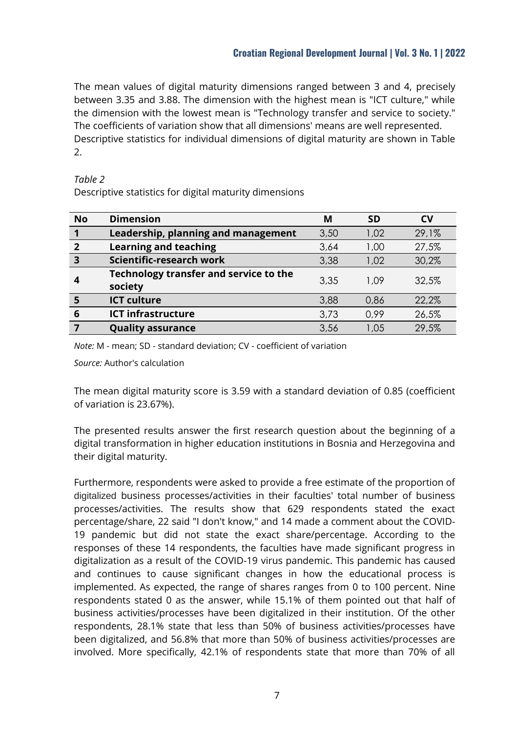The mean values of digital maturity dimensions ranged between 3 and 4, precisely between 3.35 and 3.88. The dimension with the highest mean is "ICT culture," while the dimension with the lowest mean is "Technology transfer and service to society." The coefficients of variation show that all dimensions' means are well represented. Descriptive statistics for individual dimensions of digital maturity are shown in Table 2.

*Table 2*

Descriptive statistics for digital maturity dimensions

| No | Dimension | M | SD | CV |
|---|---|---|---|---|
| 1 | **Leadership, planning and management** | 3,50 | 1,02 | 29,1% |
| 2 | **Learning and teaching** | 3,64 | 1,00 | 27,5% |
| 3 | **Scientific-research work** | 3,38 | 1,02 | 30,2% |
| 4 | **Technology transfer and service to the society** | 3,35 | 1,09 | 32,5% |
| 5 | **ICT culture** | 3,88 | 0,86 | 22,2% |
| 6 | **ICT infrastructure** | 3,73 | 0,99 | 26,5% |
| 7 | **Quality assurance** | 3,56 | 1,05 | 29,5% |

*Note:* M - mean; SD - standard deviation; CV - coefficient of variation

*Source:* Author's calculation

The mean digital maturity score is 3.59 with a standard deviation of 0.85 (coefficient of variation is 23.67%).

The presented results answer the first research question about the beginning of a digital transformation in higher education institutions in Bosnia and Herzegovina and their digital maturity.

Furthermore, respondents were asked to provide a free estimate of the proportion of digitalized business processes/activities in their faculties' total number of business processes/activities. The results show that 629 respondents stated the exact percentage/share, 22 said "I don't know," and 14 made a comment about the COVID-19 pandemic but did not state the exact share/percentage. According to the responses of these 14 respondents, the faculties have made significant progress in digitalization as a result of the COVID-19 virus pandemic. This pandemic has caused and continues to cause significant changes in how the educational process is implemented. As expected, the range of shares ranges from 0 to 100 percent. Nine respondents stated 0 as the answer, while 15.1% of them pointed out that half of business activities/processes have been digitalized in their institution. Of the other respondents, 28.1% state that less than 50% of business activities/processes have been digitalized, and 56.8% that more than 50% of business activities/processes are involved. More specifically, 42.1% of respondents state that more than 70% of all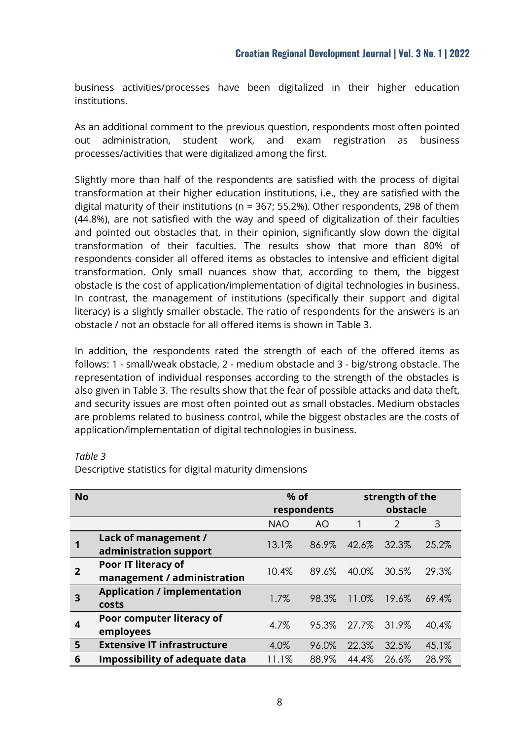business activities/processes have been digitalized in their higher education institutions.

As an additional comment to the previous question, respondents most often pointed out administration, student work, and exam registration as business processes/activities that were digitalized among the first.

Slightly more than half of the respondents are satisfied with the process of digital transformation at their higher education institutions, i.e., they are satisfied with the digital maturity of their institutions (n = 367; 55.2%). Other respondents, 298 of them (44.8%), are not satisfied with the way and speed of digitalization of their faculties and pointed out obstacles that, in their opinion, significantly slow down the digital transformation of their faculties. The results show that more than 80% of respondents consider all offered items as obstacles to intensive and efficient digital transformation. Only small nuances show that, according to them, the biggest obstacle is the cost of application/implementation of digital technologies in business. In contrast, the management of institutions (specifically their support and digital literacy) is a slightly smaller obstacle. The ratio of respondents for the answers is an obstacle / not an obstacle for all offered items is shown in Table 3.

In addition, the respondents rated the strength of each of the offered items as follows: 1 - small/weak obstacle, 2 - medium obstacle and 3 - big/strong obstacle. The representation of individual responses according to the strength of the obstacles is also given in Table 3. The results show that the fear of possible attacks and data theft, and security issues are most often pointed out as small obstacles. Medium obstacles are problems related to business control, while the biggest obstacles are the costs of application/implementation of digital technologies in business.

*Table 3*

Descriptive statistics for digital maturity dimensions

| **No** | | **% of respondents** | | **strength of the obstacle** | | |
|---|---|---|---|---|---|---|
| | | NAO | AO | 1 | 2 | 3 |
| **1** | **Lack of management / administration support** | 13.1% | 86.9% | 42.6% | 32.3% | 25.2% |
| **2** | **Poor IT literacy of management / administration** | 10.4% | 89.6% | 40.0% | 30.5% | 29.3% |
| **3** | **Application / implementation costs** | 1.7% | 98.3% | 11.0% | 19.6% | 69.4% |
| **4** | **Poor computer literacy of employees** | 4.7% | 95.3% | 27.7% | 31.9% | 40.4% |
| **5** | **Extensive IT infrastructure** | 4.0% | 96.0% | 22.3% | 32.5% | 45.1% |
| **6** | **Impossibility of adequate data** | 11.1% | 88.9% | 44.4% | 26.6% | 28.9% |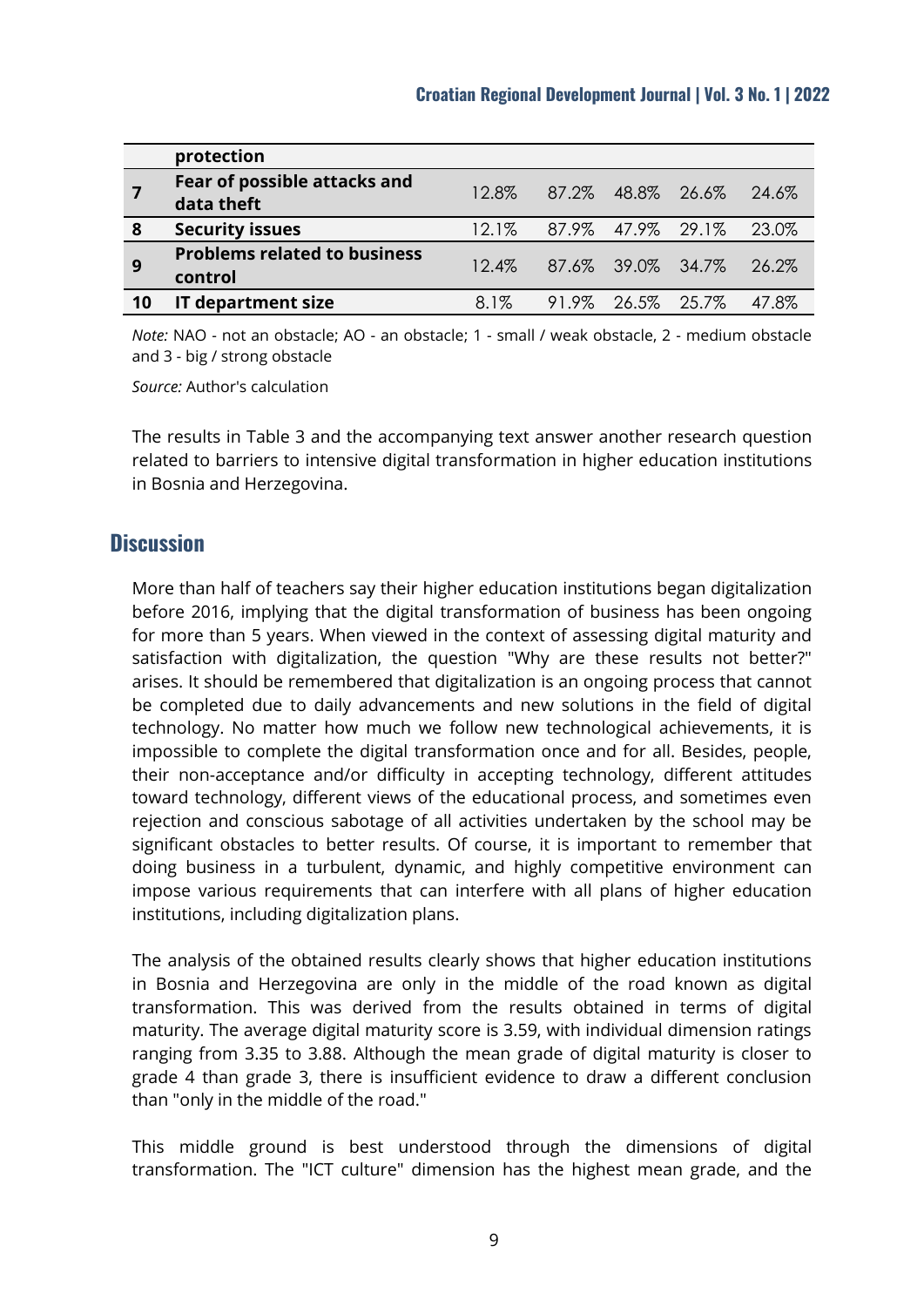|  | protection |  |  |  |  |  |
|---|---|---|---|---|---|---|
| **7** | **Fear of possible attacks and data theft** | 12.8% | 87.2% | 48.8% | 26.6% | 24.6% |
| **8** | **Security issues** | 12.1% | 87.9% | 47.9% | 29.1% | 23.0% |
| **9** | **Problems related to business control** | 12.4% | 87.6% | 39.0% | 34.7% | 26.2% |
| **10** | **IT department size** | 8.1% | 91.9% | 26.5% | 25.7% | 47.8% |

*Note:* NAO - not an obstacle; AO - an obstacle; 1 - small / weak obstacle, 2 - medium obstacle and 3 - big / strong obstacle

*Source:* Author's calculation

The results in Table 3 and the accompanying text answer another research question related to barriers to intensive digital transformation in higher education institutions in Bosnia and Herzegovina.

## Discussion

More than half of teachers say their higher education institutions began digitalization before 2016, implying that the digital transformation of business has been ongoing for more than 5 years. When viewed in the context of assessing digital maturity and satisfaction with digitalization, the question "Why are these results not better?" arises. It should be remembered that digitalization is an ongoing process that cannot be completed due to daily advancements and new solutions in the field of digital technology. No matter how much we follow new technological achievements, it is impossible to complete the digital transformation once and for all. Besides, people, their non-acceptance and/or difficulty in accepting technology, different attitudes toward technology, different views of the educational process, and sometimes even rejection and conscious sabotage of all activities undertaken by the school may be significant obstacles to better results. Of course, it is important to remember that doing business in a turbulent, dynamic, and highly competitive environment can impose various requirements that can interfere with all plans of higher education institutions, including digitalization plans.

The analysis of the obtained results clearly shows that higher education institutions in Bosnia and Herzegovina are only in the middle of the road known as digital transformation. This was derived from the results obtained in terms of digital maturity. The average digital maturity score is 3.59, with individual dimension ratings ranging from 3.35 to 3.88. Although the mean grade of digital maturity is closer to grade 4 than grade 3, there is insufficient evidence to draw a different conclusion than "only in the middle of the road."

This middle ground is best understood through the dimensions of digital transformation. The "ICT culture" dimension has the highest mean grade, and the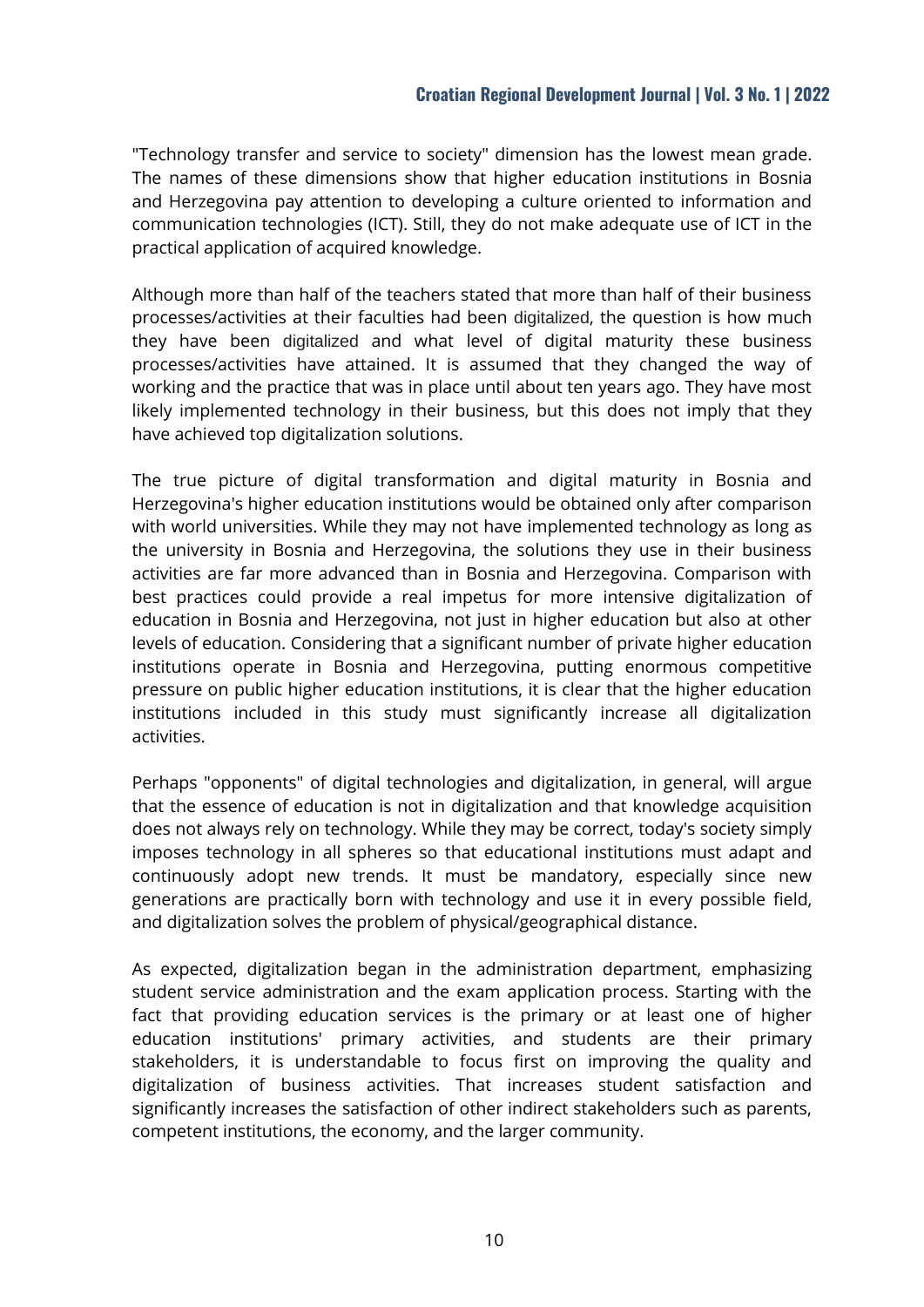"Technology transfer and service to society" dimension has the lowest mean grade. The names of these dimensions show that higher education institutions in Bosnia and Herzegovina pay attention to developing a culture oriented to information and communication technologies (ICT). Still, they do not make adequate use of ICT in the practical application of acquired knowledge.

Although more than half of the teachers stated that more than half of their business processes/activities at their faculties had been digitalized, the question is how much they have been digitalized and what level of digital maturity these business processes/activities have attained. It is assumed that they changed the way of working and the practice that was in place until about ten years ago. They have most likely implemented technology in their business, but this does not imply that they have achieved top digitalization solutions.

The true picture of digital transformation and digital maturity in Bosnia and Herzegovina's higher education institutions would be obtained only after comparison with world universities. While they may not have implemented technology as long as the university in Bosnia and Herzegovina, the solutions they use in their business activities are far more advanced than in Bosnia and Herzegovina. Comparison with best practices could provide a real impetus for more intensive digitalization of education in Bosnia and Herzegovina, not just in higher education but also at other levels of education. Considering that a significant number of private higher education institutions operate in Bosnia and Herzegovina, putting enormous competitive pressure on public higher education institutions, it is clear that the higher education institutions included in this study must significantly increase all digitalization activities.

Perhaps "opponents" of digital technologies and digitalization, in general, will argue that the essence of education is not in digitalization and that knowledge acquisition does not always rely on technology. While they may be correct, today's society simply imposes technology in all spheres so that educational institutions must adapt and continuously adopt new trends. It must be mandatory, especially since new generations are practically born with technology and use it in every possible field, and digitalization solves the problem of physical/geographical distance.

As expected, digitalization began in the administration department, emphasizing student service administration and the exam application process. Starting with the fact that providing education services is the primary or at least one of higher education institutions' primary activities, and students are their primary stakeholders, it is understandable to focus first on improving the quality and digitalization of business activities. That increases student satisfaction and significantly increases the satisfaction of other indirect stakeholders such as parents, competent institutions, the economy, and the larger community.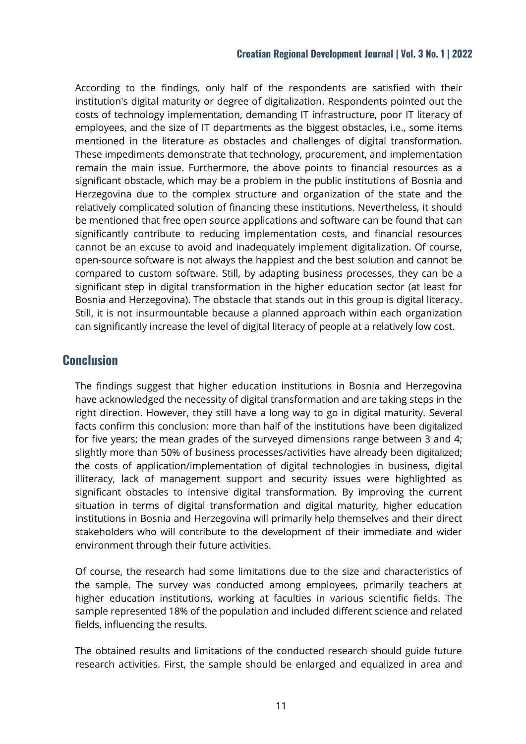According to the findings, only half of the respondents are satisfied with their institution's digital maturity or degree of digitalization. Respondents pointed out the costs of technology implementation, demanding IT infrastructure, poor IT literacy of employees, and the size of IT departments as the biggest obstacles, i.e., some items mentioned in the literature as obstacles and challenges of digital transformation. These impediments demonstrate that technology, procurement, and implementation remain the main issue. Furthermore, the above points to financial resources as a significant obstacle, which may be a problem in the public institutions of Bosnia and Herzegovina due to the complex structure and organization of the state and the relatively complicated solution of financing these institutions. Nevertheless, it should be mentioned that free open source applications and software can be found that can significantly contribute to reducing implementation costs, and financial resources cannot be an excuse to avoid and inadequately implement digitalization. Of course, open-source software is not always the happiest and the best solution and cannot be compared to custom software. Still, by adapting business processes, they can be a significant step in digital transformation in the higher education sector (at least for Bosnia and Herzegovina). The obstacle that stands out in this group is digital literacy. Still, it is not insurmountable because a planned approach within each organization can significantly increase the level of digital literacy of people at a relatively low cost.

## Conclusion

The findings suggest that higher education institutions in Bosnia and Herzegovina have acknowledged the necessity of digital transformation and are taking steps in the right direction. However, they still have a long way to go in digital maturity. Several facts confirm this conclusion: more than half of the institutions have been digitalized for five years; the mean grades of the surveyed dimensions range between 3 and 4; slightly more than 50% of business processes/activities have already been digitalized; the costs of application/implementation of digital technologies in business, digital illiteracy, lack of management support and security issues were highlighted as significant obstacles to intensive digital transformation. By improving the current situation in terms of digital transformation and digital maturity, higher education institutions in Bosnia and Herzegovina will primarily help themselves and their direct stakeholders who will contribute to the development of their immediate and wider environment through their future activities.

Of course, the research had some limitations due to the size and characteristics of the sample. The survey was conducted among employees, primarily teachers at higher education institutions, working at faculties in various scientific fields. The sample represented 18% of the population and included different science and related fields, influencing the results.

The obtained results and limitations of the conducted research should guide future research activities. First, the sample should be enlarged and equalized in area and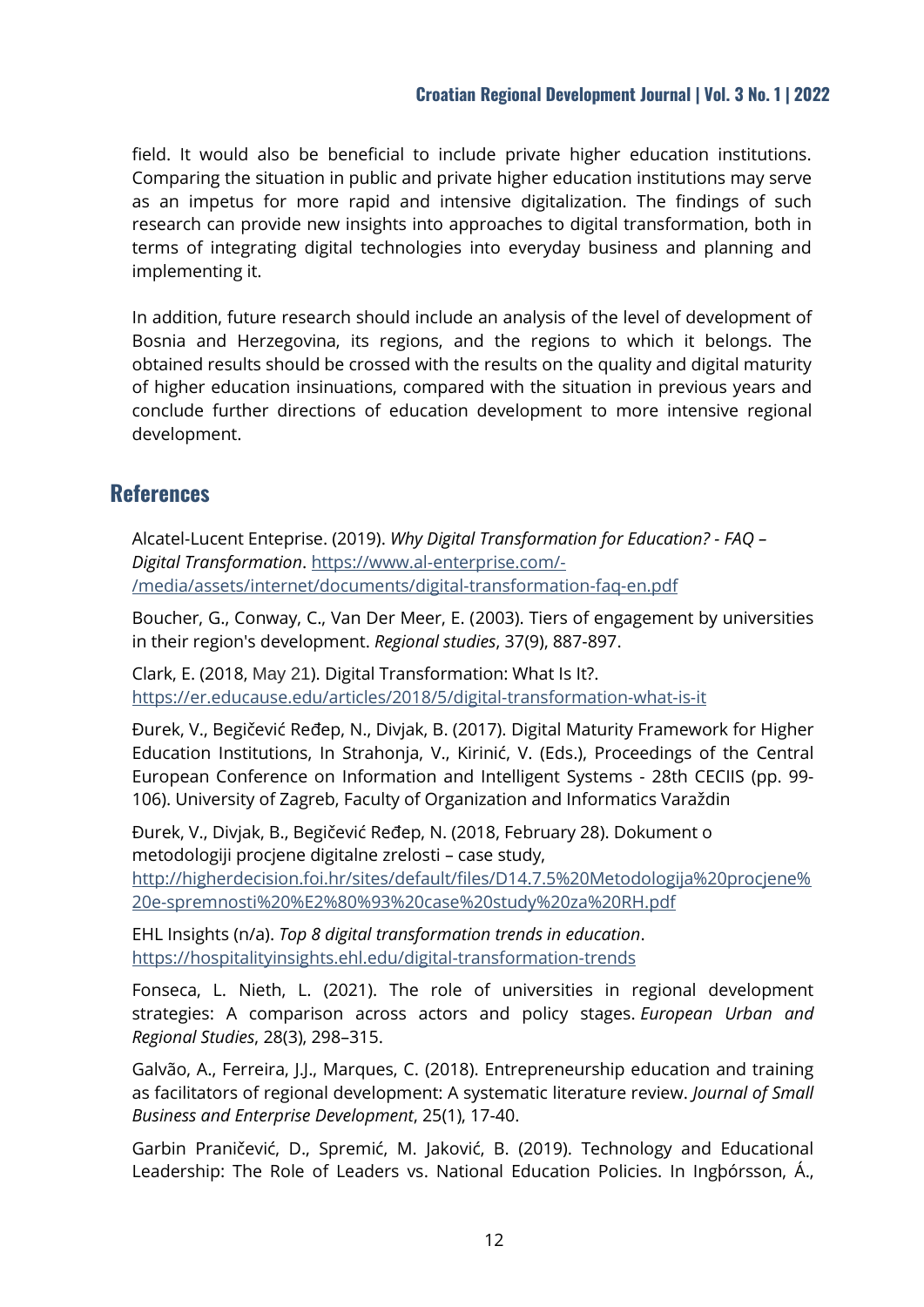field. It would also be beneficial to include private higher education institutions. Comparing the situation in public and private higher education institutions may serve as an impetus for more rapid and intensive digitalization. The findings of such research can provide new insights into approaches to digital transformation, both in terms of integrating digital technologies into everyday business and planning and implementing it.

In addition, future research should include an analysis of the level of development of Bosnia and Herzegovina, its regions, and the regions to which it belongs. The obtained results should be crossed with the results on the quality and digital maturity of higher education insinuations, compared with the situation in previous years and conclude further directions of education development to more intensive regional development.

## References

Alcatel-Lucent Enteprise. (2019). *Why Digital Transformation for Education? - FAQ – Digital Transformation*. https://www.al-enterprise.com/-/media/assets/internet/documents/digital-transformation-faq-en.pdf

Boucher, G., Conway, C., Van Der Meer, E. (2003). Tiers of engagement by universities in their region's development. *Regional studies*, 37(9), 887-897.

Clark, E. (2018, May 21). Digital Transformation: What Is It?. https://er.educause.edu/articles/2018/5/digital-transformation-what-is-it

Đurek, V., Begičević Ređep, N., Divjak, B. (2017). Digital Maturity Framework for Higher Education Institutions, In Strahonja, V., Kirinić, V. (Eds.), Proceedings of the Central European Conference on Information and Intelligent Systems - 28th CECIIS (pp. 99-106). University of Zagreb, Faculty of Organization and Informatics Varaždin

Đurek, V., Divjak, B., Begičević Ređep, N. (2018, February 28). Dokument o metodologiji procjene digitalne zrelosti – case study, http://higherdecision.foi.hr/sites/default/files/D14.7.5%20Metodologija%20procjene%20e-spremnosti%20%E2%80%93%20case%20study%20za%20RH.pdf

EHL Insights (n/a). *Top 8 digital transformation trends in education*. https://hospitalityinsights.ehl.edu/digital-transformation-trends

Fonseca, L. Nieth, L. (2021). The role of universities in regional development strategies: A comparison across actors and policy stages. *European Urban and Regional Studies*, 28(3), 298–315.

Galvão, A., Ferreira, J.J., Marques, C. (2018). Entrepreneurship education and training as facilitators of regional development: A systematic literature review. *Journal of Small Business and Enterprise Development*, 25(1), 17-40.

Garbin Praničević, D., Spremić, M. Jaković, B. (2019). Technology and Educational Leadership: The Role of Leaders vs. National Education Policies. In Ingþórsson, Á.,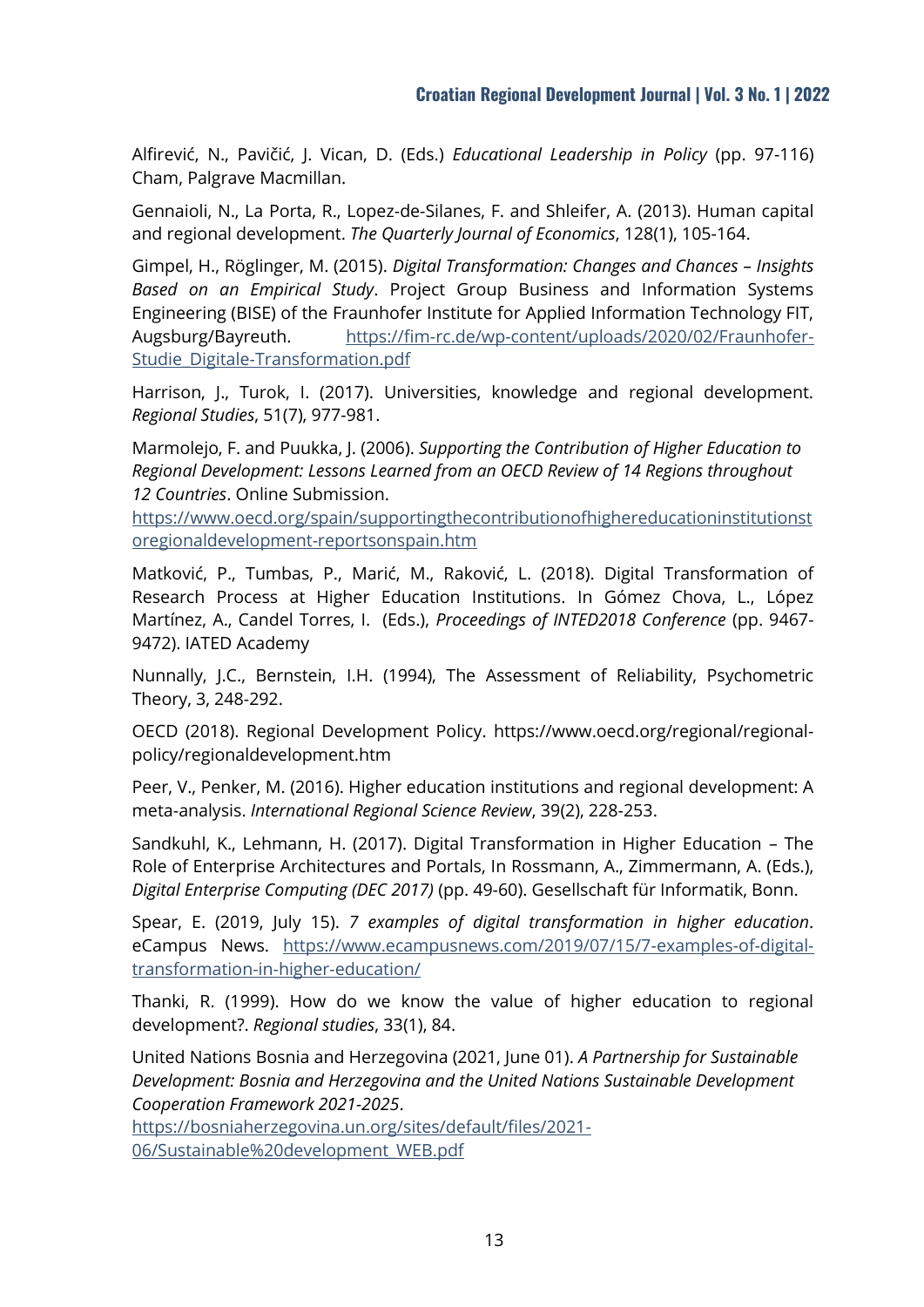Alfirević, N., Pavičić, J. Vican, D. (Eds.) *Educational Leadership in Policy* (pp. 97-116) Cham, Palgrave Macmillan.

Gennaioli, N., La Porta, R., Lopez-de-Silanes, F. and Shleifer, A. (2013). Human capital and regional development. *The Quarterly Journal of Economics*, 128(1), 105-164.

Gimpel, H., Röglinger, M. (2015). *Digital Transformation: Changes and Chances – Insights Based on an Empirical Study*. Project Group Business and Information Systems Engineering (BISE) of the Fraunhofer Institute for Applied Information Technology FIT, Augsburg/Bayreuth. [https://fim-rc.de/wp-content/uploads/2020/02/Fraunhofer-Studie_Digitale-Transformation.pdf](https://fim-rc.de/wp-content/uploads/2020/02/Fraunhofer-Studie_Digitale-Transformation.pdf)

Harrison, J., Turok, I. (2017). Universities, knowledge and regional development. *Regional Studies*, 51(7), 977-981.

Marmolejo, F. and Puukka, J. (2006). *Supporting the Contribution of Higher Education to Regional Development: Lessons Learned from an OECD Review of 14 Regions throughout 12 Countries*. Online Submission. [https://www.oecd.org/spain/supportingthecontributionofhighereducationinstitutionstoregionaldevelopment-reportsonspain.htm](https://www.oecd.org/spain/supportingthecontributionofhighereducationinstitutionstoregionaldevelopment-reportsonspain.htm)

Matković, P., Tumbas, P., Marić, M., Raković, L. (2018). Digital Transformation of Research Process at Higher Education Institutions. In Gómez Chova, L., López Martínez, A., Candel Torres, I. (Eds.), *Proceedings of INTED2018 Conference* (pp. 9467-9472). IATED Academy

Nunnally, J.C., Bernstein, I.H. (1994), The Assessment of Reliability, Psychometric Theory, 3, 248-292.

OECD (2018). Regional Development Policy. https://www.oecd.org/regional/regional-policy/regionaldevelopment.htm

Peer, V., Penker, M. (2016). Higher education institutions and regional development: A meta-analysis. *International Regional Science Review*, 39(2), 228-253.

Sandkuhl, K., Lehmann, H. (2017). Digital Transformation in Higher Education – The Role of Enterprise Architectures and Portals, In Rossmann, A., Zimmermann, A. (Eds.), *Digital Enterprise Computing (DEC 2017)* (pp. 49-60). Gesellschaft für Informatik, Bonn.

Spear, E. (2019, July 15). *7 examples of digital transformation in higher education*. eCampus News. [https://www.ecampusnews.com/2019/07/15/7-examples-of-digital-transformation-in-higher-education/](https://www.ecampusnews.com/2019/07/15/7-examples-of-digital-transformation-in-higher-education/)

Thanki, R. (1999). How do we know the value of higher education to regional development?. *Regional studies*, 33(1), 84.

United Nations Bosnia and Herzegovina (2021, June 01). *A Partnership for Sustainable Development: Bosnia and Herzegovina and the United Nations Sustainable Development Cooperation Framework 2021-2025*. [https://bosniaherzegovina.un.org/sites/default/files/2021-06/Sustainable%20development_WEB.pdf](https://bosniaherzegovina.un.org/sites/default/files/2021-06/Sustainable%20development_WEB.pdf)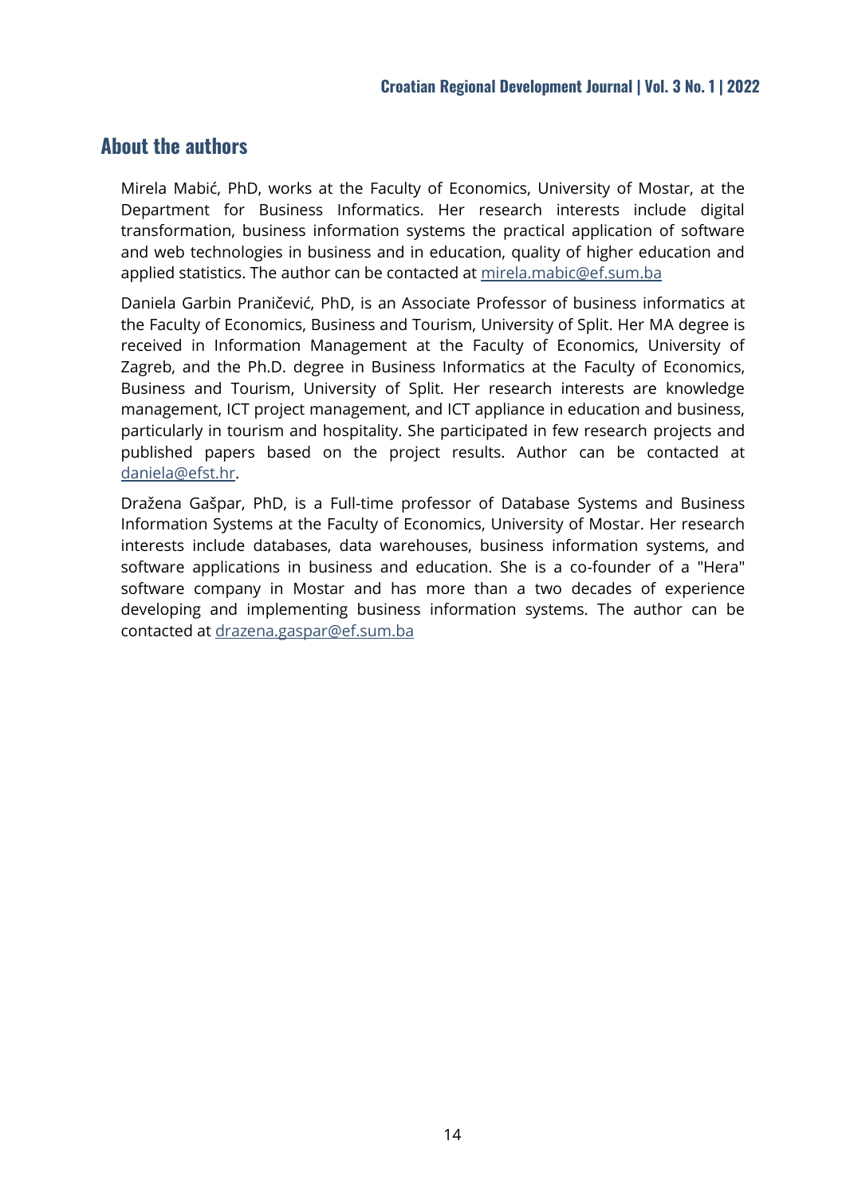## About the authors

Mirela Mabić, PhD, works at the Faculty of Economics, University of Mostar, at the Department for Business Informatics. Her research interests include digital transformation, business information systems the practical application of software and web technologies in business and in education, quality of higher education and applied statistics. The author can be contacted at mirela.mabic@ef.sum.ba

Daniela Garbin Praničević, PhD, is an Associate Professor of business informatics at the Faculty of Economics, Business and Tourism, University of Split. Her MA degree is received in Information Management at the Faculty of Economics, University of Zagreb, and the Ph.D. degree in Business Informatics at the Faculty of Economics, Business and Tourism, University of Split. Her research interests are knowledge management, ICT project management, and ICT appliance in education and business, particularly in tourism and hospitality. She participated in few research projects and published papers based on the project results. Author can be contacted at daniela@efst.hr.

Dražena Gašpar, PhD, is a Full-time professor of Database Systems and Business Information Systems at the Faculty of Economics, University of Mostar. Her research interests include databases, data warehouses, business information systems, and software applications in business and education. She is a co-founder of a "Hera" software company in Mostar and has more than a two decades of experience developing and implementing business information systems. The author can be contacted at drazena.gaspar@ef.sum.ba